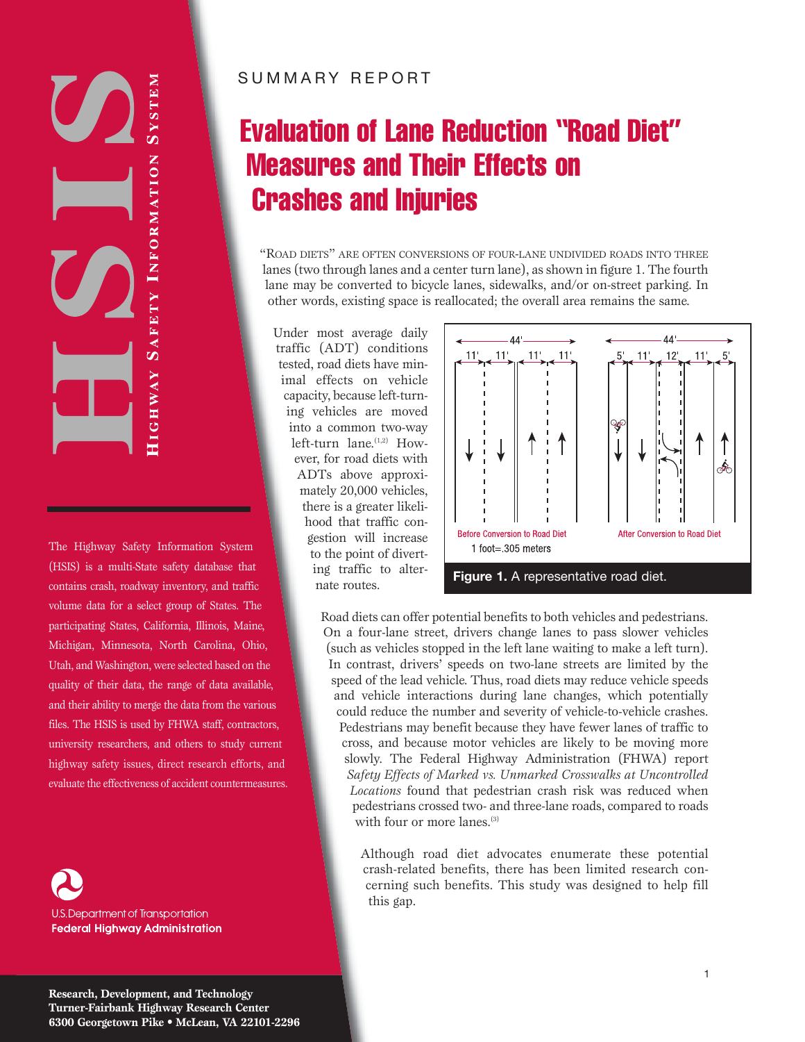HSIS

HIGHWAY SAFETY INFORMATION SYSTEM

The Highway Safety Information System (HSIS) is a multi-State safety database that contains crash, roadway inventory, and traffic volume data for a select group of States. The participating States, California, Illinois, Maine, Michigan, Minnesota, North Carolina, Ohio, Utah, and Washington, were selected based on the quality of their data, the range of data available, and their ability to merge the data from the various files. The HSIS is used by FHWA staff, contractors, university researchers, and others to study current highway safety issues, direct research efforts, and evaluate the effectiveness of accident countermeasures.

U.S. Department of Transportation
**Federal Highway Administration**

**Research, Development, and Technology**
**Turner-Fairbank Highway Research Center**
**6300 Georgetown Pike • McLean, VA 22101-2296**

SUMMARY REPORT

# Evaluation of Lane Reduction "Road Diet" Measures and Their Effects on Crashes and Injuries

"Road diets" are often conversions of four-lane undivided roads into three lanes (two through lanes and a center turn lane), as shown in figure 1. The fourth lane may be converted to bicycle lanes, sidewalks, and/or on-street parking. In other words, existing space is reallocated; the overall area remains the same.

Under most average daily traffic (ADT) conditions tested, road diets have minimal effects on vehicle capacity, because left-turning vehicles are moved into a common two-way left-turn lane.[1,2] However, for road diets with ADTs above approximately 20,000 vehicles, there is a greater likelihood that traffic congestion will increase to the point of diverting traffic to alternate routes.

Before Conversion to Road Diet: 44' (11', 11', 11', 11')
After Conversion to Road Diet: 44' (5', 11', 12', 11', 5')
1 foot=.305 meters

**Figure 1.** A representative road diet.

Road diets can offer potential benefits to both vehicles and pedestrians. On a four-lane street, drivers change lanes to pass slower vehicles (such as vehicles stopped in the left lane waiting to make a left turn). In contrast, drivers' speeds on two-lane streets are limited by the speed of the lead vehicle. Thus, road diets may reduce vehicle speeds and vehicle interactions during lane changes, which potentially could reduce the number and severity of vehicle-to-vehicle crashes. Pedestrians may benefit because they have fewer lanes of traffic to cross, and because motor vehicles are likely to be moving more slowly. The Federal Highway Administration (FHWA) report *Safety Effects of Marked vs. Unmarked Crosswalks at Uncontrolled Locations* found that pedestrian crash risk was reduced when pedestrians crossed two- and three-lane roads, compared to roads with four or more lanes.[3]

Although road diet advocates enumerate these potential crash-related benefits, there has been limited research concerning such benefits. This study was designed to help fill this gap.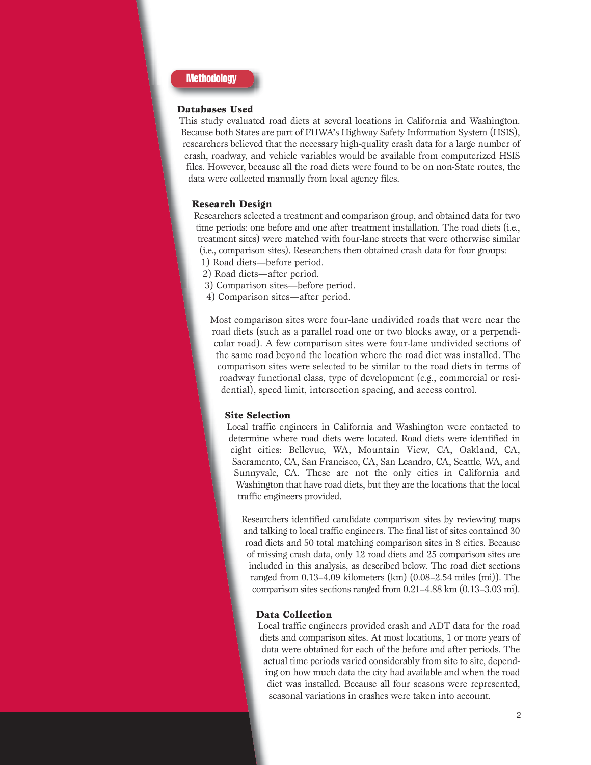## Methodology

### Databases Used

This study evaluated road diets at several locations in California and Washington. Because both States are part of FHWA's Highway Safety Information System (HSIS), researchers believed that the necessary high-quality crash data for a large number of crash, roadway, and vehicle variables would be available from computerized HSIS files. However, because all the road diets were found to be on non-State routes, the data were collected manually from local agency files.

### Research Design

Researchers selected a treatment and comparison group, and obtained data for two time periods: one before and one after treatment installation. The road diets (i.e., treatment sites) were matched with four-lane streets that were otherwise similar (i.e., comparison sites). Researchers then obtained crash data for four groups:

1) Road diets—before period.
2) Road diets—after period.
3) Comparison sites—before period.
4) Comparison sites—after period.

Most comparison sites were four-lane undivided roads that were near the road diets (such as a parallel road one or two blocks away, or a perpendicular road). A few comparison sites were four-lane undivided sections of the same road beyond the location where the road diet was installed. The comparison sites were selected to be similar to the road diets in terms of roadway functional class, type of development (e.g., commercial or residential), speed limit, intersection spacing, and access control.

### Site Selection

Local traffic engineers in California and Washington were contacted to determine where road diets were located. Road diets were identified in eight cities: Bellevue, WA, Mountain View, CA, Oakland, CA, Sacramento, CA, San Francisco, CA, San Leandro, CA, Seattle, WA, and Sunnyvale, CA. These are not the only cities in California and Washington that have road diets, but they are the locations that the local traffic engineers provided.

Researchers identified candidate comparison sites by reviewing maps and talking to local traffic engineers. The final list of sites contained 30 road diets and 50 total matching comparison sites in 8 cities. Because of missing crash data, only 12 road diets and 25 comparison sites are included in this analysis, as described below. The road diet sections ranged from 0.13–4.09 kilometers (km) (0.08–2.54 miles (mi)). The comparison sites sections ranged from 0.21–4.88 km (0.13–3.03 mi).

### Data Collection

Local traffic engineers provided crash and ADT data for the road diets and comparison sites. At most locations, 1 or more years of data were obtained for each of the before and after periods. The actual time periods varied considerably from site to site, depending on how much data the city had available and when the road diet was installed. Because all four seasons were represented, seasonal variations in crashes were taken into account.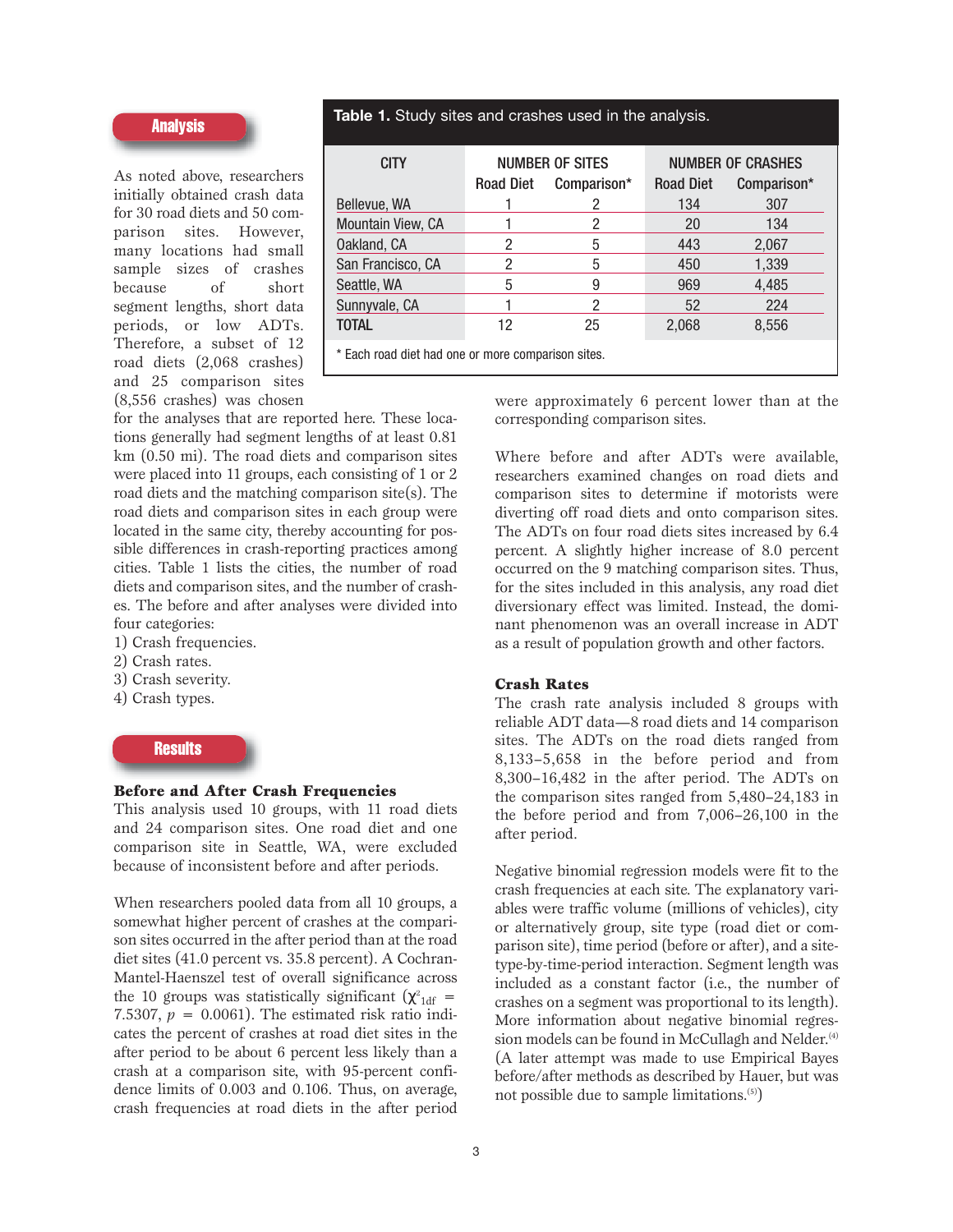## Analysis

As noted above, researchers initially obtained crash data for 30 road diets and 50 comparison sites. However, many locations had small sample sizes of crashes because of short segment lengths, short data periods, or low ADTs. Therefore, a subset of 12 road diets (2,068 crashes) and 25 comparison sites (8,556 crashes) was chosen for the analyses that are reported here. These locations generally had segment lengths of at least 0.81 km (0.50 mi). The road diets and comparison sites were placed into 11 groups, each consisting of 1 or 2 road diets and the matching comparison site(s). The road diets and comparison sites in each group were located in the same city, thereby accounting for possible differences in crash-reporting practices among cities. Table 1 lists the cities, the number of road diets and comparison sites, and the number of crashes. The before and after analyses were divided into four categories:

1) Crash frequencies.
2) Crash rates.
3) Crash severity.
4) Crash types.

**Table 1.** Study sites and crashes used in the analysis.

| CITY | NUMBER OF SITES | | NUMBER OF CRASHES | |
|---|---|---|---|---|
| | Road Diet | Comparison* | Road Diet | Comparison* |
| Bellevue, WA | 1 | 2 | 134 | 307 |
| Mountain View, CA | 1 | 2 | 20 | 134 |
| Oakland, CA | 2 | 5 | 443 | 2,067 |
| San Francisco, CA | 2 | 5 | 450 | 1,339 |
| Seattle, WA | 5 | 9 | 969 | 4,485 |
| Sunnyvale, CA | 1 | 2 | 52 | 224 |
| TOTAL | 12 | 25 | 2,068 | 8,556 |

\* Each road diet had one or more comparison sites.

## Results

### Before and After Crash Frequencies

This analysis used 10 groups, with 11 road diets and 24 comparison sites. One road diet and one comparison site in Seattle, WA, were excluded because of inconsistent before and after periods.

When researchers pooled data from all 10 groups, a somewhat higher percent of crashes at the comparison sites occurred in the after period than at the road diet sites (41.0 percent vs. 35.8 percent). A Cochran-Mantel-Haenszel test of overall significance across the 10 groups was statistically significant ($\chi^2_{1df}$ = 7.5307, $p$ = 0.0061). The estimated risk ratio indicates the percent of crashes at road diet sites in the after period to be about 6 percent less likely than a crash at a comparison site, with 95-percent confidence limits of 0.003 and 0.106. Thus, on average, crash frequencies at road diets in the after period were approximately 6 percent lower than at the corresponding comparison sites.

Where before and after ADTs were available, researchers examined changes on road diets and comparison sites to determine if motorists were diverting off road diets and onto comparison sites. The ADTs on four road diets sites increased by 6.4 percent. A slightly higher increase of 8.0 percent occurred on the 9 matching comparison sites. Thus, for the sites included in this analysis, any road diet diversionary effect was limited. Instead, the dominant phenomenon was an overall increase in ADT as a result of population growth and other factors.

### Crash Rates

The crash rate analysis included 8 groups with reliable ADT data—8 road diets and 14 comparison sites. The ADTs on the road diets ranged from 8,133–5,658 in the before period and from 8,300–16,482 in the after period. The ADTs on the comparison sites ranged from 5,480–24,183 in the before period and from 7,006–26,100 in the after period.

Negative binomial regression models were fit to the crash frequencies at each site. The explanatory variables were traffic volume (millions of vehicles), city or alternatively group, site type (road diet or comparison site), time period (before or after), and a site-type-by-time-period interaction. Segment length was included as a constant factor (i.e., the number of crashes on a segment was proportional to its length). More information about negative binomial regression models can be found in McCullagh and Nelder.[4] (A later attempt was made to use Empirical Bayes before/after methods as described by Hauer, but was not possible due to sample limitations.[5])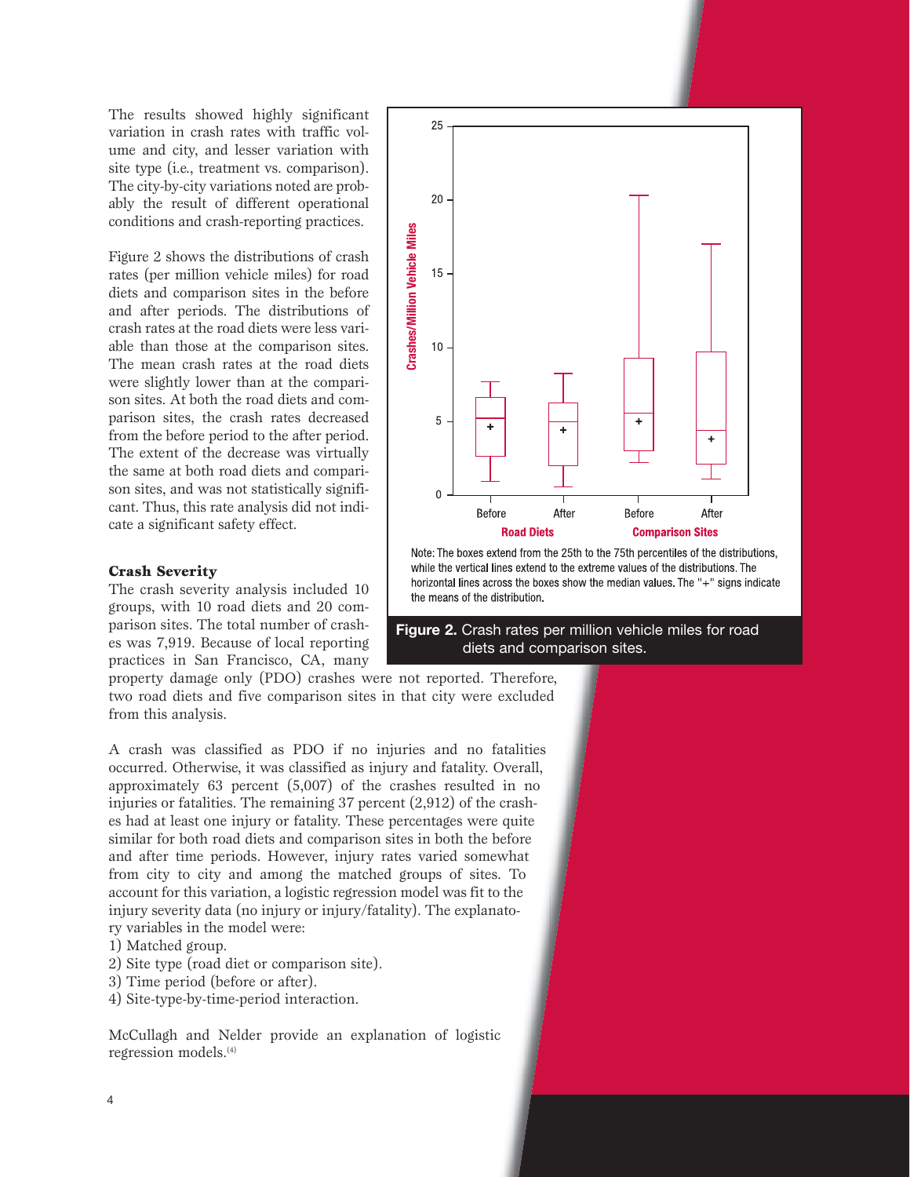The results showed highly significant variation in crash rates with traffic volume and city, and lesser variation with site type (i.e., treatment vs. comparison). The city-by-city variations noted are probably the result of different operational conditions and crash-reporting practices.

Figure 2 shows the distributions of crash rates (per million vehicle miles) for road diets and comparison sites in the before and after periods. The distributions of crash rates at the road diets were less variable than those at the comparison sites. The mean crash rates at the road diets were slightly lower than at the comparison sites. At both the road diets and comparison sites, the crash rates decreased from the before period to the after period. The extent of the decrease was virtually the same at both road diets and comparison sites, and was not statistically significant. Thus, this rate analysis did not indicate a significant safety effect.

Note: The boxes extend from the 25th to the 75th percentiles of the distributions, while the vertical lines extend to the extreme values of the distributions. The horizontal lines across the boxes show the median values. The "+" signs indicate the means of the distribution.

**Figure 2.** Crash rates per million vehicle miles for road diets and comparison sites.

### Crash Severity

The crash severity analysis included 10 groups, with 10 road diets and 20 comparison sites. The total number of crashes was 7,919. Because of local reporting practices in San Francisco, CA, many property damage only (PDO) crashes were not reported. Therefore, two road diets and five comparison sites in that city were excluded from this analysis.

A crash was classified as PDO if no injuries and no fatalities occurred. Otherwise, it was classified as injury and fatality. Overall, approximately 63 percent (5,007) of the crashes resulted in no injuries or fatalities. The remaining 37 percent (2,912) of the crashes had at least one injury or fatality. These percentages were quite similar for both road diets and comparison sites in both the before and after time periods. However, injury rates varied somewhat from city to city and among the matched groups of sites. To account for this variation, a logistic regression model was fit to the injury severity data (no injury or injury/fatality). The explanatory variables in the model were:

1) Matched group.
2) Site type (road diet or comparison site).
3) Time period (before or after).
4) Site-type-by-time-period interaction.

McCullagh and Nelder provide an explanation of logistic regression models.[4]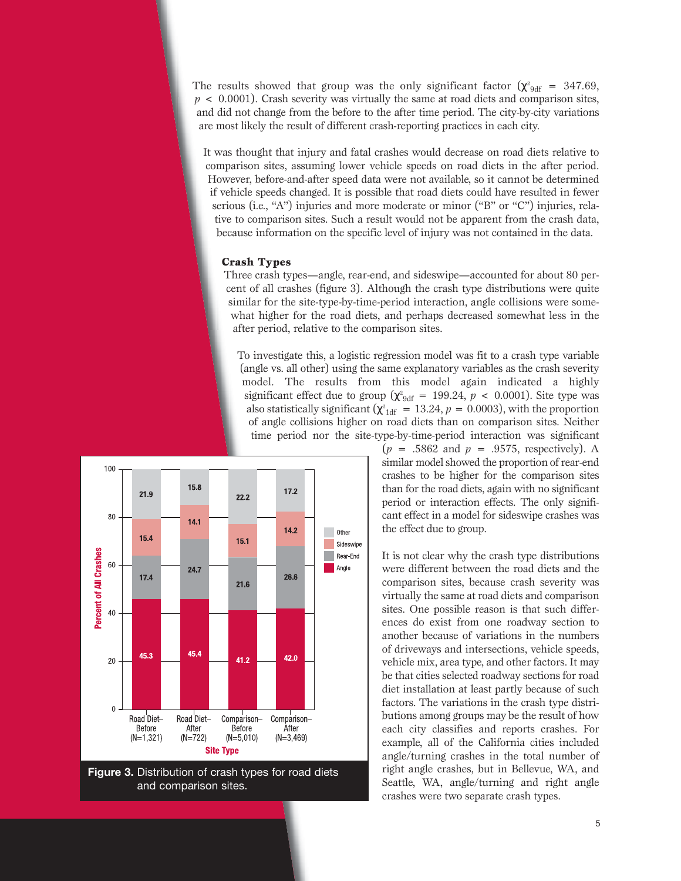The results showed that group was the only significant factor ($\chi^2_{9df} = 347.69$, $p < 0.0001$). Crash severity was virtually the same at road diets and comparison sites, and did not change from the before to the after time period. The city-by-city variations are most likely the result of different crash-reporting practices in each city.

It was thought that injury and fatal crashes would decrease on road diets relative to comparison sites, assuming lower vehicle speeds on road diets in the after period. However, before-and-after speed data were not available, so it cannot be determined if vehicle speeds changed. It is possible that road diets could have resulted in fewer serious (i.e., "A") injuries and more moderate or minor ("B" or "C") injuries, relative to comparison sites. Such a result would not be apparent from the crash data, because information on the specific level of injury was not contained in the data.

### Crash Types

Three crash types—angle, rear-end, and sideswipe—accounted for about 80 percent of all crashes (figure 3). Although the crash type distributions were quite similar for the site-type-by-time-period interaction, angle collisions were somewhat higher for the road diets, and perhaps decreased somewhat less in the after period, relative to the comparison sites.

To investigate this, a logistic regression model was fit to a crash type variable (angle vs. all other) using the same explanatory variables as the crash severity model. The results from this model again indicated a highly significant effect due to group ($\chi^2_{9df} = 199.24$, $p < 0.0001$). Site type was also statistically significant ($\chi^2_{1df} = 13.24$, $p = 0.0003$), with the proportion of angle collisions higher on road diets than on comparison sites. Neither time period nor the site-type-by-time-period interaction was significant ($p = .5862$ and $p = .9575$, respectively). A similar model showed the proportion of rear-end crashes to be higher for the comparison sites than for the road diets, again with no significant period or interaction effects. The only significant effect in a model for sideswipe crashes was the effect due to group.

| Crash Type | Road Diet–Before (N=1,321) | Road Diet–After (N=722) | Comparison–Before (N=5,010) | Comparison–After (N=3,469) |
|---|---|---|---|---|
| Other | 21.9 | 15.8 | 22.2 | 17.2 |
| Sideswipe | 15.4 | 14.1 | 15.1 | 14.2 |
| Rear-End | 17.4 | 24.7 | 21.6 | 26.6 |
| Angle | 45.3 | 45.4 | 41.2 | 42.0 |

**Figure 3.** Distribution of crash types for road diets and comparison sites.

It is not clear why the crash type distributions were different between the road diets and the comparison sites, because crash severity was virtually the same at road diets and comparison sites. One possible reason is that such differences do exist from one roadway section to another because of variations in the numbers of driveways and intersections, vehicle speeds, vehicle mix, area type, and other factors. It may be that cities selected roadway sections for road diet installation at least partly because of such factors. The variations in the crash type distributions among groups may be the result of how each city classifies and reports crashes. For example, all of the California cities included angle/turning crashes in the total number of right angle crashes, but in Bellevue, WA, and Seattle, WA, angle/turning and right angle crashes were two separate crash types.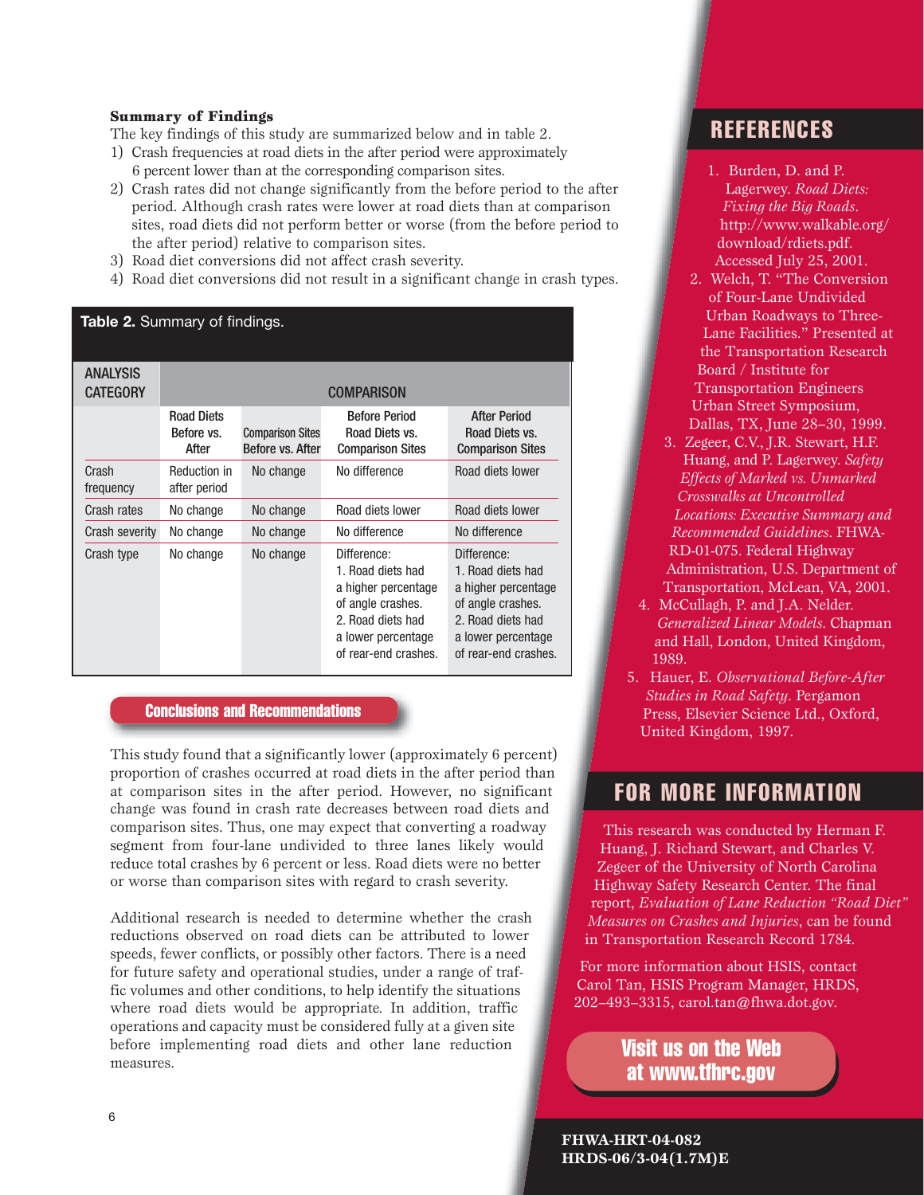**Summary of Findings**

The key findings of this study are summarized below and in table 2.

1) Crash frequencies at road diets in the after period were approximately 6 percent lower than at the corresponding comparison sites.
2) Crash rates did not change significantly from the before period to the after period. Although crash rates were lower at road diets than at comparison sites, road diets did not perform better or worse (from the before period to the after period) relative to comparison sites.
3) Road diet conversions did not affect crash severity.
4) Road diet conversions did not result in a significant change in crash types.

**Table 2.** Summary of findings.

| ANALYSIS CATEGORY | COMPARISON | | | |
|---|---|---|---|---|
| | Road Diets Before vs. After | Comparison Sites Before vs. After | Before Period Road Diets vs. Comparison Sites | After Period Road Diets vs. Comparison Sites |
| Crash frequency | Reduction in after period | No change | No difference | Road diets lower |
| Crash rates | No change | No change | Road diets lower | Road diets lower |
| Crash severity | No change | No change | No difference | No difference |
| Crash type | No change | No change | Difference: 1. Road diets had a higher percentage of angle crashes. 2. Road diets had a lower percentage of rear-end crashes. | Difference: 1. Road diets had a higher percentage of angle crashes. 2. Road diets had a lower percentage of rear-end crashes. |

## Conclusions and Recommendations

This study found that a significantly lower (approximately 6 percent) proportion of crashes occurred at road diets in the after period than at comparison sites in the after period. However, no significant change was found in crash rate decreases between road diets and comparison sites. Thus, one may expect that converting a roadway segment from four-lane undivided to three lanes likely would reduce total crashes by 6 percent or less. Road diets were no better or worse than comparison sites with regard to crash severity.

Additional research is needed to determine whether the crash reductions observed on road diets can be attributed to lower speeds, fewer conflicts, or possibly other factors. There is a need for future safety and operational studies, under a range of traffic volumes and other conditions, to help identify the situations where road diets would be appropriate. In addition, traffic operations and capacity must be considered fully at a given site before implementing road diets and other lane reduction measures.

## REFERENCES

1. Burden, D. and P. Lagerwey. *Road Diets: Fixing the Big Roads.* http://www.walkable.org/download/rdiets.pdf. Accessed July 25, 2001.
2. Welch, T. "The Conversion of Four-Lane Undivided Urban Roadways to Three-Lane Facilities." Presented at the Transportation Research Board / Institute for Transportation Engineers Urban Street Symposium, Dallas, TX, June 28–30, 1999.
3. Zegeer, C.V., J.R. Stewart, H.F. Huang, and P. Lagerwey. *Safety Effects of Marked vs. Unmarked Crosswalks at Uncontrolled Locations: Executive Summary and Recommended Guidelines.* FHWA-RD-01-075. Federal Highway Administration, U.S. Department of Transportation, McLean, VA, 2001.
4. McCullagh, P. and J.A. Nelder. *Generalized Linear Models.* Chapman and Hall, London, United Kingdom, 1989.
5. Hauer, E. *Observational Before-After Studies in Road Safety.* Pergamon Press, Elsevier Science Ltd., Oxford, United Kingdom, 1997.

## FOR MORE INFORMATION

This research was conducted by Herman F. Huang, J. Richard Stewart, and Charles V. Zegeer of the University of North Carolina Highway Safety Research Center. The final report, *Evaluation of Lane Reduction "Road Diet" Measures on Crashes and Injuries*, can be found in Transportation Research Record 1784.

For more information about HSIS, contact Carol Tan, HSIS Program Manager, HRDS, 202–493–3315, carol.tan@fhwa.dot.gov.

**Visit us on the Web at www.tfhrc.gov**

**FHWA-HRT-04-082**
**HRDS-06/3-04(1.7M)E**